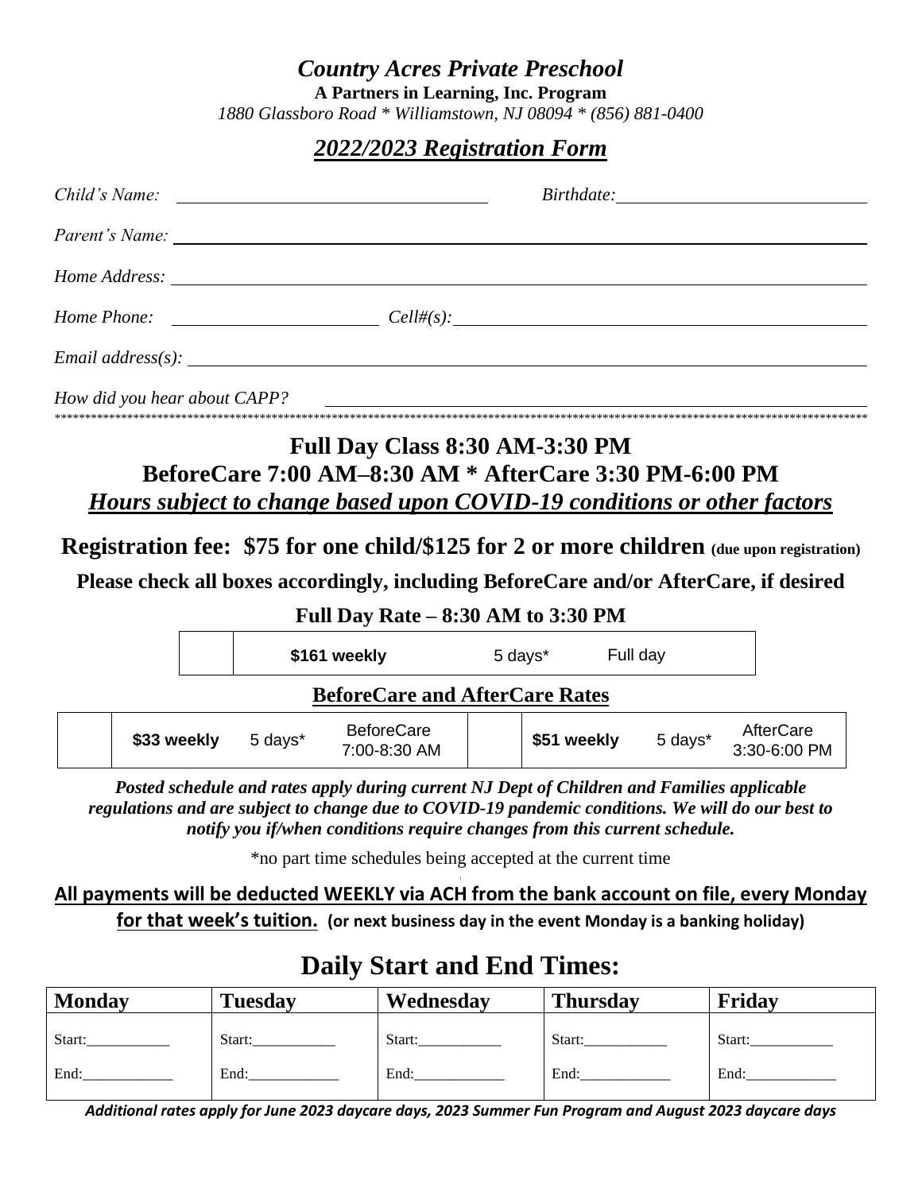# *Country Acres Private Preschool*

**A Partners in Learning, Inc. Program**

*1880 Glassboro Road * Williamstown, NJ 08094 * (856) 881-0400*

## *2022/2023 Registration Form*

*Child's Name:* ______________________________ *Birthdate:* ______________________________

*Parent's Name:* ______________________________________________________________

*Home Address:* ______________________________________________________________

*Home Phone:* ____________________ *Cell#(s):* ______________________________________

*Email address(s):* ____________________________________________________________

*How did you hear about CAPP?* ________________________________________________

*****************************************************************************************************************************************

## Full Day Class 8:30 AM-3:30 PM

## BeforeCare 7:00 AM–8:30 AM * AfterCare 3:30 PM-6:00 PM

## *Hours subject to change based upon COVID-19 conditions or other factors*

**Registration fee: $75 for one child/$125 for 2 or more children (due upon registration)**

**Please check all boxes accordingly, including BeforeCare and/or AfterCare, if desired**

### Full Day Rate – 8:30 AM to 3:30 PM

| | | | |
|---|---|---|---|
| | **$161 weekly** | 5 days* | Full day |

### BeforeCare and AfterCare Rates

| | | | | | | | |
|---|---|---|---|---|---|---|---|
| | **$33 weekly** | 5 days* | BeforeCare 7:00-8:30 AM | | **$51 weekly** | 5 days* | AfterCare 3:30-6:00 PM |

***Posted schedule and rates apply during current NJ Dept of Children and Families applicable regulations and are subject to change due to COVID-19 pandemic conditions. We will do our best to notify you if/when conditions require changes from this current schedule.***

*no part time schedules being accepted at the current time

**All payments will be deducted WEEKLY via ACH from the bank account on file, every Monday for that week's tuition. (or next business day in the event Monday is a banking holiday)**

## Daily Start and End Times:

| Monday | Tuesday | Wednesday | Thursday | Friday |
|---|---|---|---|---|
| Start:___________ End:____________ | Start:___________ End:____________ | Start:___________ End:____________ | Start:___________ End:____________ | Start:___________ End:____________ |

***Additional rates apply for June 2023 daycare days, 2023 Summer Fun Program and August 2023 daycare days***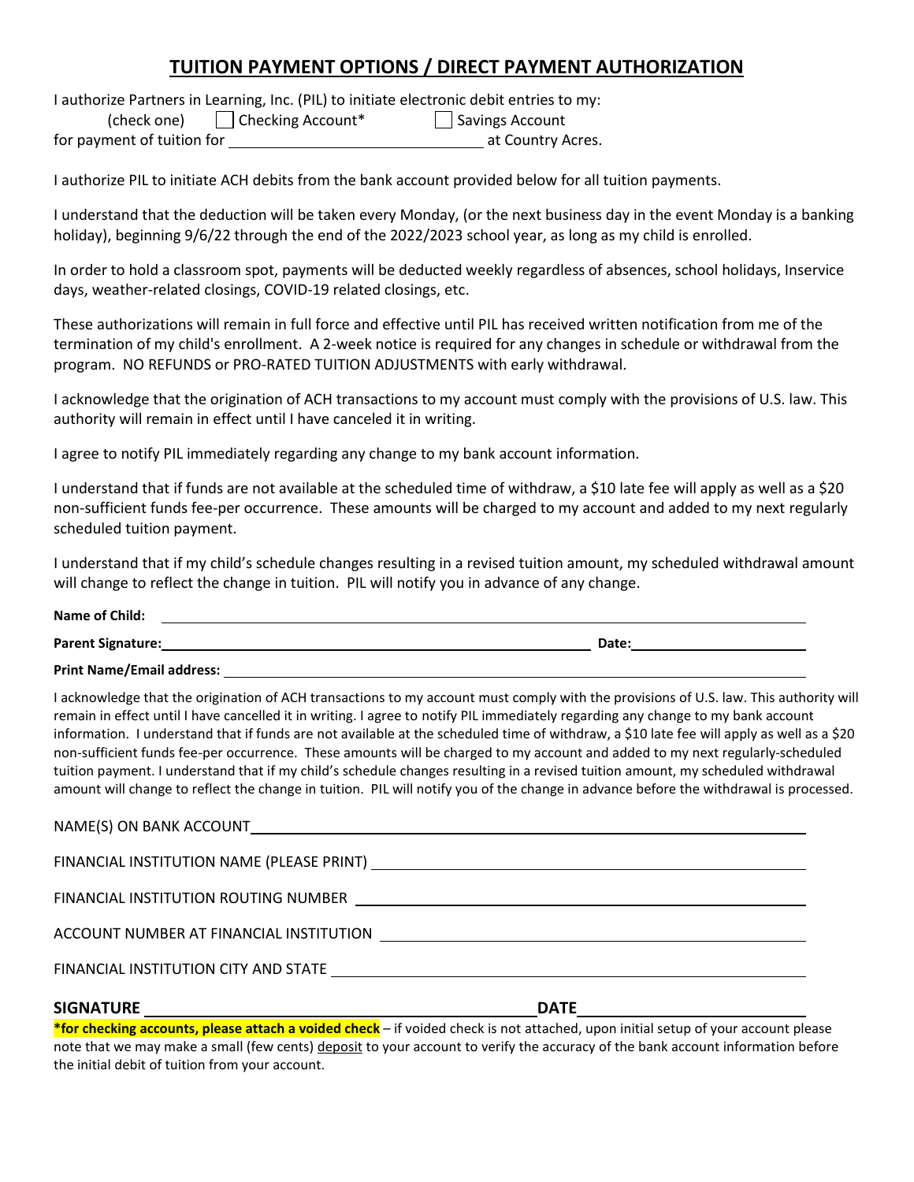## TUITION PAYMENT OPTIONS / DIRECT PAYMENT AUTHORIZATION

I authorize Partners in Learning, Inc. (PIL) to initiate electronic debit entries to my:

(check one) ☐ Checking Account* ☐ Savings Account

for payment of tuition for ______________________________ at Country Acres.

I authorize PIL to initiate ACH debits from the bank account provided below for all tuition payments.

I understand that the deduction will be taken every Monday, (or the next business day in the event Monday is a banking holiday), beginning 9/6/22 through the end of the 2022/2023 school year, as long as my child is enrolled.

In order to hold a classroom spot, payments will be deducted weekly regardless of absences, school holidays, Inservice days, weather-related closings, COVID-19 related closings, etc.

These authorizations will remain in full force and effective until PIL has received written notification from me of the termination of my child's enrollment. A 2-week notice is required for any changes in schedule or withdrawal from the program. NO REFUNDS or PRO-RATED TUITION ADJUSTMENTS with early withdrawal.

I acknowledge that the origination of ACH transactions to my account must comply with the provisions of U.S. law. This authority will remain in effect until I have canceled it in writing.

I agree to notify PIL immediately regarding any change to my bank account information.

I understand that if funds are not available at the scheduled time of withdraw, a $10 late fee will apply as well as a $20 non-sufficient funds fee-per occurrence. These amounts will be charged to my account and added to my next regularly scheduled tuition payment.

I understand that if my child's schedule changes resulting in a revised tuition amount, my scheduled withdrawal amount will change to reflect the change in tuition. PIL will notify you in advance of any change.

**Name of Child:** ______________________________

**Parent Signature:** ______________________________ **Date:** ______________

**Print Name/Email address:** ______________________________

I acknowledge that the origination of ACH transactions to my account must comply with the provisions of U.S. law. This authority will remain in effect until I have cancelled it in writing. I agree to notify PIL immediately regarding any change to my bank account information. I understand that if funds are not available at the scheduled time of withdraw, a $10 late fee will apply as well as a $20 non-sufficient funds fee-per occurrence. These amounts will be charged to my account and added to my next regularly-scheduled tuition payment. I understand that if my child's schedule changes resulting in a revised tuition amount, my scheduled withdrawal amount will change to reflect the change in tuition. PIL will notify you of the change in advance before the withdrawal is processed.

NAME(S) ON BANK ACCOUNT ______________________________

FINANCIAL INSTITUTION NAME (PLEASE PRINT) ______________________________

FINANCIAL INSTITUTION ROUTING NUMBER ______________________________

ACCOUNT NUMBER AT FINANCIAL INSTITUTION ______________________________

FINANCIAL INSTITUTION CITY AND STATE ______________________________

**SIGNATURE** ______________________________ **DATE** ______________

**\*for checking accounts, please attach a voided check** – if voided check is not attached, upon initial setup of your account please note that we may make a small (few cents) deposit to your account to verify the accuracy of the bank account information before the initial debit of tuition from your account.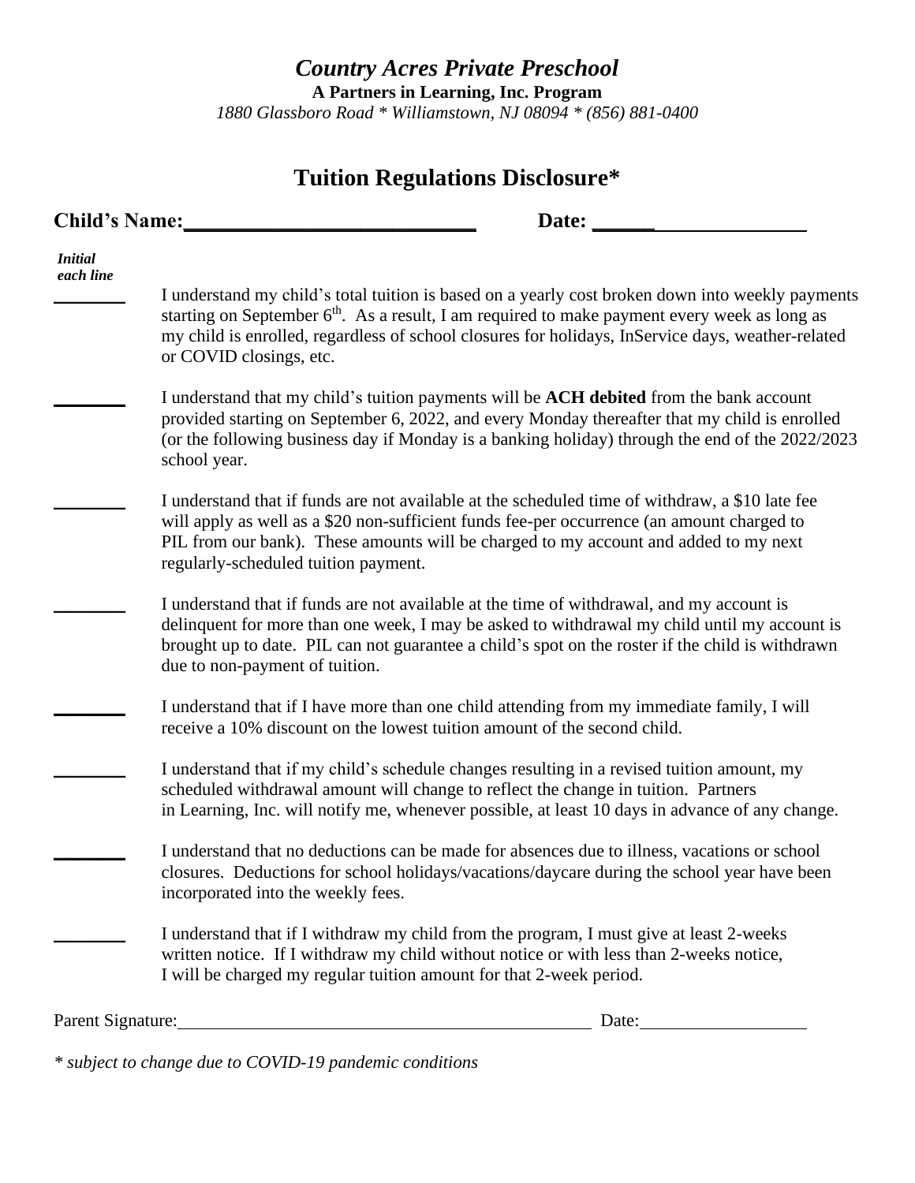# *Country Acres Private Preschool*

**A Partners in Learning, Inc. Program**

*1880 Glassboro Road * Williamstown, NJ 08094 * (856) 881-0400*

## Tuition Regulations Disclosure*

**Child's Name:____________________________ Date: ______________________**

***Initial each line***

________ I understand my child's total tuition is based on a yearly cost broken down into weekly payments starting on September 6th. As a result, I am required to make payment every week as long as my child is enrolled, regardless of school closures for holidays, InService days, weather-related or COVID closings, etc.

________ I understand that my child's tuition payments will be **ACH debited** from the bank account provided starting on September 6, 2022, and every Monday thereafter that my child is enrolled (or the following business day if Monday is a banking holiday) through the end of the 2022/2023 school year.

________ I understand that if funds are not available at the scheduled time of withdraw, a $10 late fee will apply as well as a $20 non-sufficient funds fee-per occurrence (an amount charged to PIL from our bank). These amounts will be charged to my account and added to my next regularly-scheduled tuition payment.

________ I understand that if funds are not available at the time of withdrawal, and my account is delinquent for more than one week, I may be asked to withdrawal my child until my account is brought up to date. PIL can not guarantee a child's spot on the roster if the child is withdrawn due to non-payment of tuition.

________ I understand that if I have more than one child attending from my immediate family, I will receive a 10% discount on the lowest tuition amount of the second child.

________ I understand that if my child's schedule changes resulting in a revised tuition amount, my scheduled withdrawal amount will change to reflect the change in tuition. Partners in Learning, Inc. will notify me, whenever possible, at least 10 days in advance of any change.

________ I understand that no deductions can be made for absences due to illness, vacations or school closures. Deductions for school holidays/vacations/daycare during the school year have been incorporated into the weekly fees.

________ I understand that if I withdraw my child from the program, I must give at least 2-weeks written notice. If I withdraw my child without notice or with less than 2-weeks notice, I will be charged my regular tuition amount for that 2-week period.

Parent Signature:______________________________________________ Date:__________________

*\* subject to change due to COVID-19 pandemic conditions*